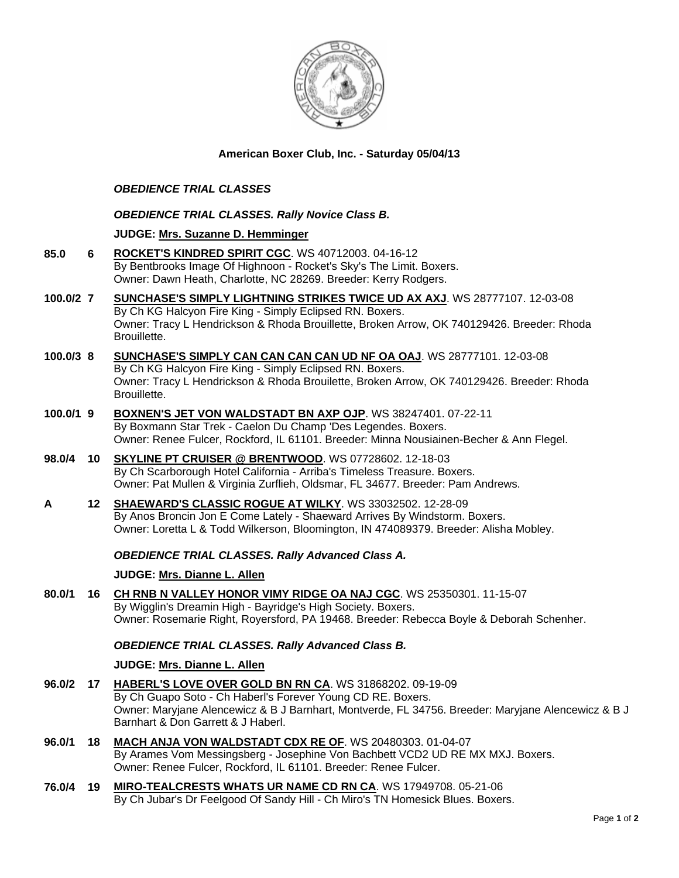**American Boxer Club, Inc. - Saturday 05/04/13**

***OBEDIENCE TRIAL CLASSES***

***OBEDIENCE TRIAL CLASSES. Rally Novice Class B.***

**JUDGE: Mrs. Suzanne D. Hemminger**

**85.0** **6** **ROCKET'S KINDRED SPIRIT CGC**. WS 40712003. 04-16-12
By Bentbrooks Image Of Highnoon - Rocket's Sky's The Limit. Boxers.
Owner: Dawn Heath, Charlotte, NC 28269. Breeder: Kerry Rodgers.

**100.0/2** **7** **SUNCHASE'S SIMPLY LIGHTNING STRIKES TWICE UD AX AXJ**. WS 28777107. 12-03-08
By Ch KG Halcyon Fire King - Simply Eclipsed RN. Boxers.
Owner: Tracy L Hendrickson & Rhoda Brouillette, Broken Arrow, OK 740129426. Breeder: Rhoda Brouillette.

**100.0/3** **8** **SUNCHASE'S SIMPLY CAN CAN CAN CAN UD NF OA OAJ**. WS 28777101. 12-03-08
By Ch KG Halcyon Fire King - Simply Eclipsed RN. Boxers.
Owner: Tracy L Hendrickson & Rhoda Brouilette, Broken Arrow, OK 740129426. Breeder: Rhoda Brouillette.

**100.0/1** **9** **BOXNEN'S JET VON WALDSTADT BN AXP OJP**. WS 38247401. 07-22-11
By Boxmann Star Trek - Caelon Du Champ 'Des Legendes. Boxers.
Owner: Renee Fulcer, Rockford, IL 61101. Breeder: Minna Nousiainen-Becher & Ann Flegel.

**98.0/4** **10** **SKYLINE PT CRUISER @ BRENTWOOD**. WS 07728602. 12-18-03
By Ch Scarborough Hotel California - Arriba's Timeless Treasure. Boxers.
Owner: Pat Mullen & Virginia Zurflieh, Oldsmar, FL 34677. Breeder: Pam Andrews.

**A** **12** **SHAEWARD'S CLASSIC ROGUE AT WILKY**. WS 33032502. 12-28-09
By Anos Broncin Jon E Come Lately - Shaeward Arrives By Windstorm. Boxers.
Owner: Loretta L & Todd Wilkerson, Bloomington, IN 474089379. Breeder: Alisha Mobley.

***OBEDIENCE TRIAL CLASSES. Rally Advanced Class A.***

**JUDGE: Mrs. Dianne L. Allen**

**80.0/1** **16** **CH RNB N VALLEY HONOR VIMY RIDGE OA NAJ CGC**. WS 25350301. 11-15-07
By Wigglin's Dreamin High - Bayridge's High Society. Boxers.
Owner: Rosemarie Right, Royersford, PA 19468. Breeder: Rebecca Boyle & Deborah Schenher.

***OBEDIENCE TRIAL CLASSES. Rally Advanced Class B.***

**JUDGE: Mrs. Dianne L. Allen**

**96.0/2** **17** **HABERL'S LOVE OVER GOLD BN RN CA**. WS 31868202. 09-19-09
By Ch Guapo Soto - Ch Haberl's Forever Young CD RE. Boxers.
Owner: Maryjane Alencewicz & B J Barnhart, Montverde, FL 34756. Breeder: Maryjane Alencewicz & B J Barnhart & Don Garrett & J Haberl.

**96.0/1** **18** **MACH ANJA VON WALDSTADT CDX RE OF**. WS 20480303. 01-04-07
By Arames Vom Messingsberg - Josephine Von Bachbett VCD2 UD RE MX MXJ. Boxers.
Owner: Renee Fulcer, Rockford, IL 61101. Breeder: Renee Fulcer.

**76.0/4** **19** **MIRO-TEALCRESTS WHATS UR NAME CD RN CA**. WS 17949708. 05-21-06
By Ch Jubar's Dr Feelgood Of Sandy Hill - Ch Miro's TN Homesick Blues. Boxers.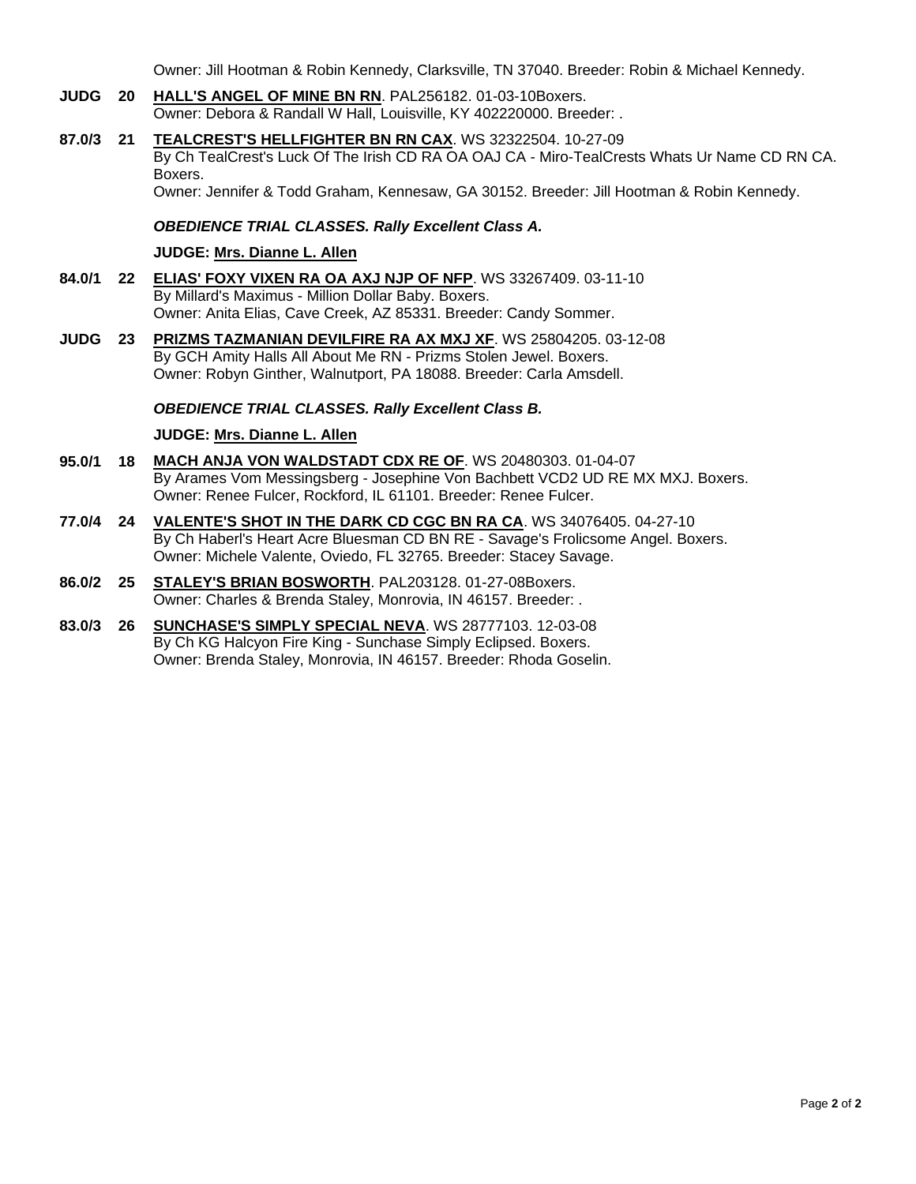Owner: Jill Hootman & Robin Kennedy, Clarksville, TN 37040. Breeder: Robin & Michael Kennedy.

**JUDG 20** **HALL'S ANGEL OF MINE BN RN**. PAL256182. 01-03-10Boxers.
Owner: Debora & Randall W Hall, Louisville, KY 402220000. Breeder: .

**87.0/3 21** **TEALCREST'S HELLFIGHTER BN RN CAX**. WS 32322504. 10-27-09
By Ch TealCrest's Luck Of The Irish CD RA OA OAJ CA - Miro-TealCrests Whats Ur Name CD RN CA. Boxers.
Owner: Jennifer & Todd Graham, Kennesaw, GA 30152. Breeder: Jill Hootman & Robin Kennedy.

***OBEDIENCE TRIAL CLASSES. Rally Excellent Class A.***

**JUDGE: Mrs. Dianne L. Allen**

**84.0/1 22** **ELIAS' FOXY VIXEN RA OA AXJ NJP OF NFP**. WS 33267409. 03-11-10
By Millard's Maximus - Million Dollar Baby. Boxers.
Owner: Anita Elias, Cave Creek, AZ 85331. Breeder: Candy Sommer.

**JUDG 23** **PRIZMS TAZMANIAN DEVILFIRE RA AX MXJ XF**. WS 25804205. 03-12-08
By GCH Amity Halls All About Me RN - Prizms Stolen Jewel. Boxers.
Owner: Robyn Ginther, Walnutport, PA 18088. Breeder: Carla Amsdell.

***OBEDIENCE TRIAL CLASSES. Rally Excellent Class B.***

**JUDGE: Mrs. Dianne L. Allen**

**95.0/1 18** **MACH ANJA VON WALDSTADT CDX RE OF**. WS 20480303. 01-04-07
By Arames Vom Messingsberg - Josephine Von Bachbett VCD2 UD RE MX MXJ. Boxers.
Owner: Renee Fulcer, Rockford, IL 61101. Breeder: Renee Fulcer.

**77.0/4 24** **VALENTE'S SHOT IN THE DARK CD CGC BN RA CA**. WS 34076405. 04-27-10
By Ch Haberl's Heart Acre Bluesman CD BN RE - Savage's Frolicsome Angel. Boxers.
Owner: Michele Valente, Oviedo, FL 32765. Breeder: Stacey Savage.

**86.0/2 25** **STALEY'S BRIAN BOSWORTH**. PAL203128. 01-27-08Boxers.
Owner: Charles & Brenda Staley, Monrovia, IN 46157. Breeder: .

**83.0/3 26** **SUNCHASE'S SIMPLY SPECIAL NEVA**. WS 28777103. 12-03-08
By Ch KG Halcyon Fire King - Sunchase Simply Eclipsed. Boxers.
Owner: Brenda Staley, Monrovia, IN 46157. Breeder: Rhoda Goselin.